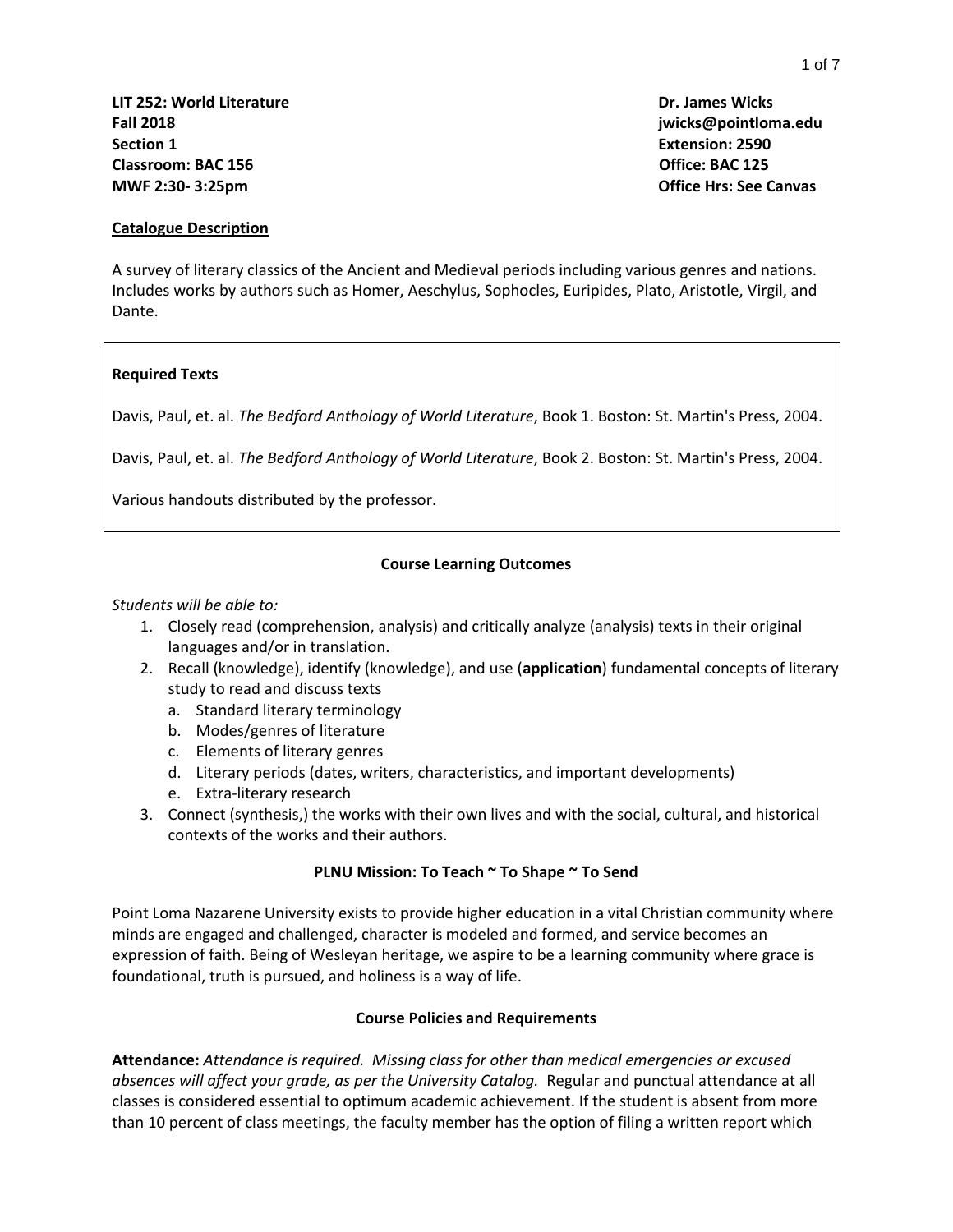**LIT 252: World Literature**
**Fall 2018**
**Section 1**
**Classroom: BAC 156**
**MWF 2:30- 3:25pm**

**Dr. James Wicks**
**jwicks@pointloma.edu**
**Extension: 2590**
**Office: BAC 125**
**Office Hrs: See Canvas**

## Catalogue Description

A survey of literary classics of the Ancient and Medieval periods including various genres and nations. Includes works by authors such as Homer, Aeschylus, Sophocles, Euripides, Plato, Aristotle, Virgil, and Dante.

### Required Texts

Davis, Paul, et. al. *The Bedford Anthology of World Literature*, Book 1. Boston: St. Martin's Press, 2004.

Davis, Paul, et. al. *The Bedford Anthology of World Literature*, Book 2. Boston: St. Martin's Press, 2004.

Various handouts distributed by the professor.

## Course Learning Outcomes

*Students will be able to:*

1. Closely read (comprehension, analysis) and critically analyze (analysis) texts in their original languages and/or in translation.
2. Recall (knowledge), identify (knowledge), and use (**application**) fundamental concepts of literary study to read and discuss texts
   a. Standard literary terminology
   b. Modes/genres of literature
   c. Elements of literary genres
   d. Literary periods (dates, writers, characteristics, and important developments)
   e. Extra-literary research
3. Connect (synthesis,) the works with their own lives and with the social, cultural, and historical contexts of the works and their authors.

## PLNU Mission: To Teach ~ To Shape ~ To Send

Point Loma Nazarene University exists to provide higher education in a vital Christian community where minds are engaged and challenged, character is modeled and formed, and service becomes an expression of faith. Being of Wesleyan heritage, we aspire to be a learning community where grace is foundational, truth is pursued, and holiness is a way of life.

## Course Policies and Requirements

**Attendance:** *Attendance is required. Missing class for other than medical emergencies or excused absences will affect your grade, as per the University Catalog.* Regular and punctual attendance at all classes is considered essential to optimum academic achievement. If the student is absent from more than 10 percent of class meetings, the faculty member has the option of filing a written report which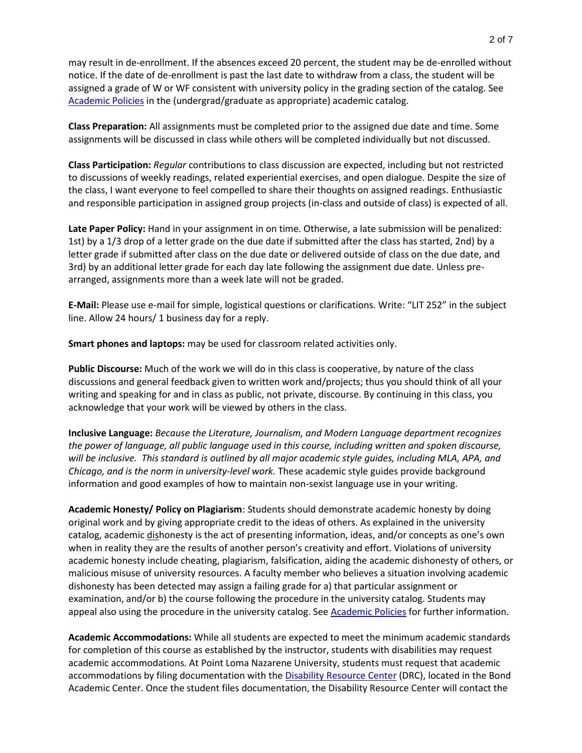may result in de-enrollment. If the absences exceed 20 percent, the student may be de-enrolled without notice. If the date of de-enrollment is past the last date to withdraw from a class, the student will be assigned a grade of W or WF consistent with university policy in the grading section of the catalog. See [Academic Policies] in the (undergrad/graduate as appropriate) academic catalog.

**Class Preparation:** All assignments must be completed prior to the assigned due date and time. Some assignments will be discussed in class while others will be completed individually but not discussed.

**Class Participation:** *Regular* contributions to class discussion are expected, including but not restricted to discussions of weekly readings, related experiential exercises, and open dialogue. Despite the size of the class, I want everyone to feel compelled to share their thoughts on assigned readings. Enthusiastic and responsible participation in assigned group projects (in-class and outside of class) is expected of all.

**Late Paper Policy:** Hand in your assignment in on time. Otherwise, a late submission will be penalized: 1st) by a 1/3 drop of a letter grade on the due date if submitted after the class has started, 2nd) by a letter grade if submitted after class on the due date or delivered outside of class on the due date, and 3rd) by an additional letter grade for each day late following the assignment due date. Unless pre-arranged, assignments more than a week late will not be graded.

**E-Mail:** Please use e-mail for simple, logistical questions or clarifications. Write: "LIT 252" in the subject line. Allow 24 hours/ 1 business day for a reply.

**Smart phones and laptops:** may be used for classroom related activities only.

**Public Discourse:** Much of the work we will do in this class is cooperative, by nature of the class discussions and general feedback given to written work and/projects; thus you should think of all your writing and speaking for and in class as public, not private, discourse. By continuing in this class, you acknowledge that your work will be viewed by others in the class.

**Inclusive Language:** *Because the Literature, Journalism, and Modern Language department recognizes the power of language, all public language used in this course, including written and spoken discourse, will be inclusive. This standard is outlined by all major academic style guides, including MLA, APA, and Chicago, and is the norm in university-level work.* These academic style guides provide background information and good examples of how to maintain non-sexist language use in your writing.

**Academic Honesty/ Policy on Plagiarism**: Students should demonstrate academic honesty by doing original work and by giving appropriate credit to the ideas of others. As explained in the university catalog, academic <u>dis</u>honesty is the act of presenting information, ideas, and/or concepts as one's own when in reality they are the results of another person's creativity and effort. Violations of university academic honesty include cheating, plagiarism, falsification, aiding the academic dishonesty of others, or malicious misuse of university resources. A faculty member who believes a situation involving academic dishonesty has been detected may assign a failing grade for a) that particular assignment or examination, and/or b) the course following the procedure in the university catalog. Students may appeal also using the procedure in the university catalog. See [Academic Policies] for further information.

**Academic Accommodations:** While all students are expected to meet the minimum academic standards for completion of this course as established by the instructor, students with disabilities may request academic accommodations. At Point Loma Nazarene University, students must request that academic accommodations by filing documentation with the [Disability Resource Center] (DRC), located in the Bond Academic Center. Once the student files documentation, the Disability Resource Center will contact the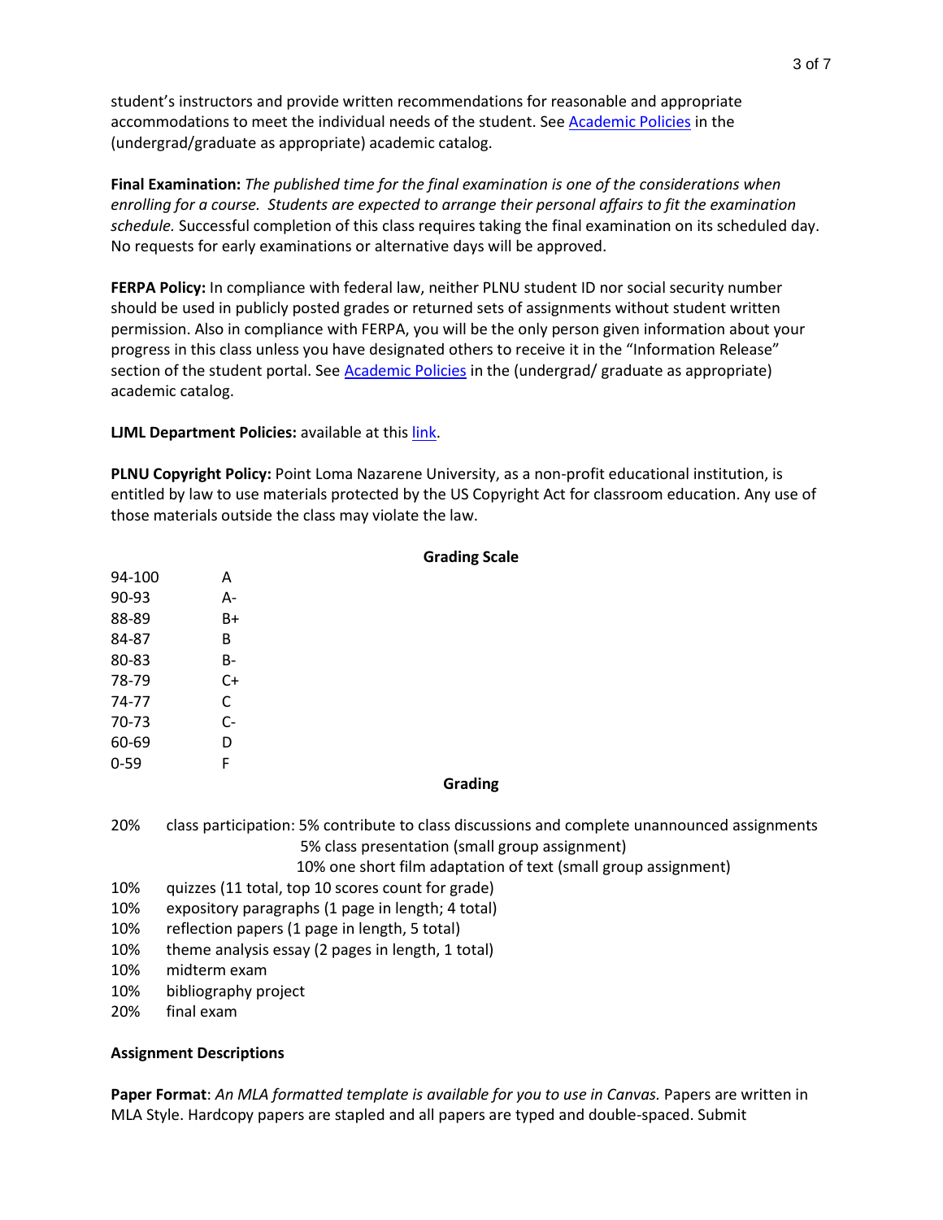student's instructors and provide written recommendations for reasonable and appropriate accommodations to meet the individual needs of the student. See Academic Policies in the (undergrad/graduate as appropriate) academic catalog.

**Final Examination:** *The published time for the final examination is one of the considerations when enrolling for a course. Students are expected to arrange their personal affairs to fit the examination schedule.* Successful completion of this class requires taking the final examination on its scheduled day. No requests for early examinations or alternative days will be approved.

**FERPA Policy:** In compliance with federal law, neither PLNU student ID nor social security number should be used in publicly posted grades or returned sets of assignments without student written permission. Also in compliance with FERPA, you will be the only person given information about your progress in this class unless you have designated others to receive it in the "Information Release" section of the student portal. See Academic Policies in the (undergrad/ graduate as appropriate) academic catalog.

**LJML Department Policies:** available at this link.

**PLNU Copyright Policy:** Point Loma Nazarene University, as a non-profit educational institution, is entitled by law to use materials protected by the US Copyright Act for classroom education. Any use of those materials outside the class may violate the law.

## Grading Scale

| Score | Grade |
|---|---|
| 94-100 | A |
| 90-93 | A- |
| 88-89 | B+ |
| 84-87 | B |
| 80-83 | B- |
| 78-79 | C+ |
| 74-77 | C |
| 70-73 | C- |
| 60-69 | D |
| 0-59 | F |

## Grading

- 20% class participation: 5% contribute to class discussions and complete unannounced assignments
  - 5% class presentation (small group assignment)
  - 10% one short film adaptation of text (small group assignment)
- 10% quizzes (11 total, top 10 scores count for grade)
- 10% expository paragraphs (1 page in length; 4 total)
- 10% reflection papers (1 page in length, 5 total)
- 10% theme analysis essay (2 pages in length, 1 total)
- 10% midterm exam
- 10% bibliography project
- 20% final exam

**Assignment Descriptions**

**Paper Format**: *An MLA formatted template is available for you to use in Canvas.* Papers are written in MLA Style. Hardcopy papers are stapled and all papers are typed and double-spaced. Submit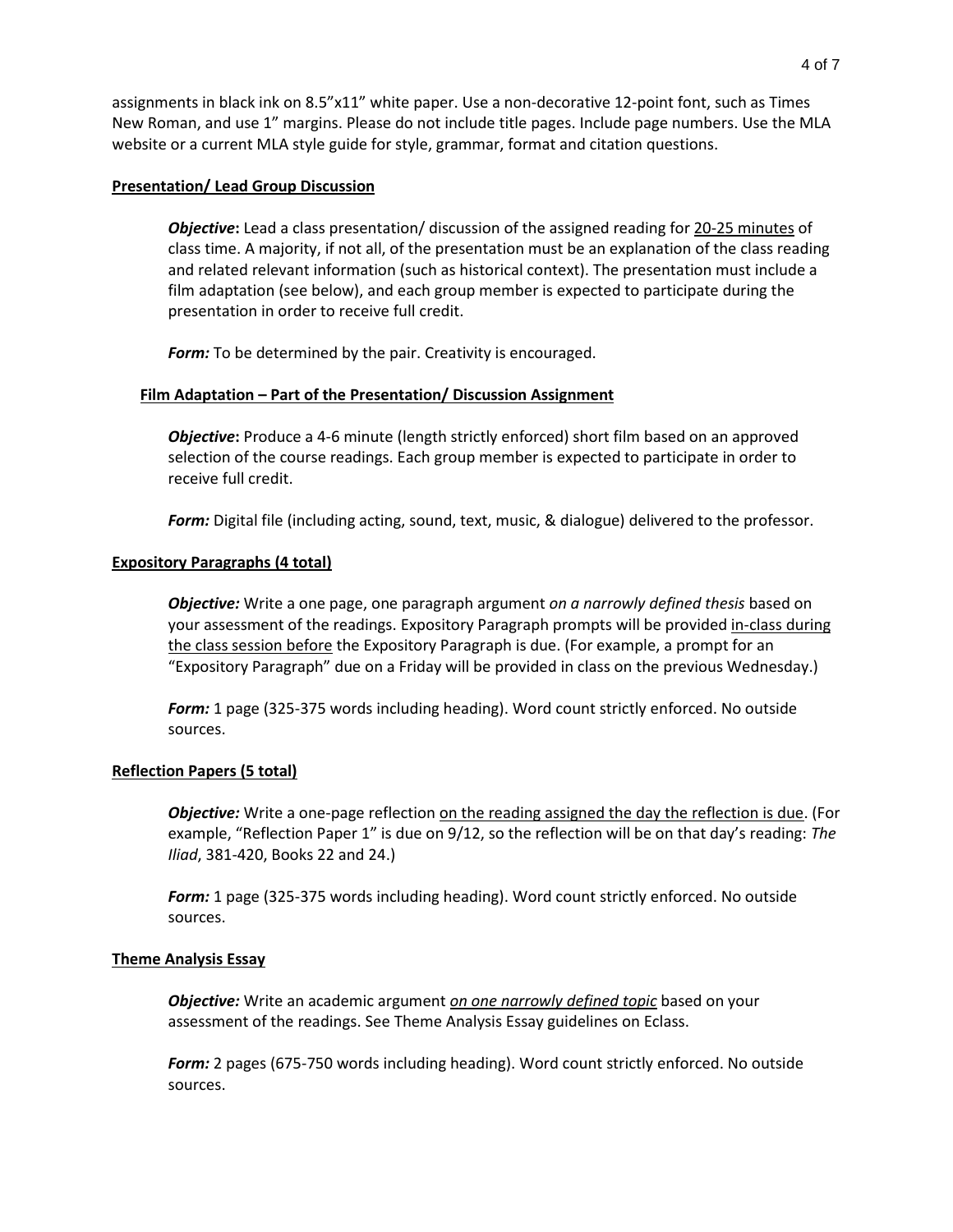assignments in black ink on 8.5"x11" white paper. Use a non-decorative 12-point font, such as Times New Roman, and use 1" margins. Please do not include title pages. Include page numbers. Use the MLA website or a current MLA style guide for style, grammar, format and citation questions.

**Presentation/ Lead Group Discussion**

***Objective*****:** Lead a class presentation/ discussion of the assigned reading for <u>20-25 minutes</u> of class time. A majority, if not all, of the presentation must be an explanation of the class reading and related relevant information (such as historical context). The presentation must include a film adaptation (see below), and each group member is expected to participate during the presentation in order to receive full credit.

***Form:*** To be determined by the pair. Creativity is encouraged.

**Film Adaptation – Part of the Presentation/ Discussion Assignment**

***Objective*****:** Produce a 4-6 minute (length strictly enforced) short film based on an approved selection of the course readings. Each group member is expected to participate in order to receive full credit.

***Form:*** Digital file (including acting, sound, text, music, & dialogue) delivered to the professor.

**Expository Paragraphs (4 total)**

***Objective:*** Write a one page, one paragraph argument *on a narrowly defined thesis* based on your assessment of the readings. Expository Paragraph prompts will be provided <u>in-class during the class session before</u> the Expository Paragraph is due. (For example, a prompt for an "Expository Paragraph" due on a Friday will be provided in class on the previous Wednesday.)

***Form:*** 1 page (325-375 words including heading). Word count strictly enforced. No outside sources.

**Reflection Papers (5 total)**

***Objective:*** Write a one-page reflection <u>on the reading assigned the day the reflection is due</u>. (For example, "Reflection Paper 1" is due on 9/12, so the reflection will be on that day's reading: *The Iliad*, 381-420, Books 22 and 24.)

***Form:*** 1 page (325-375 words including heading). Word count strictly enforced. No outside sources.

**Theme Analysis Essay**

***Objective:*** Write an academic argument <u>*on one narrowly defined topic*</u> based on your assessment of the readings. See Theme Analysis Essay guidelines on Eclass.

***Form:*** 2 pages (675-750 words including heading). Word count strictly enforced. No outside sources.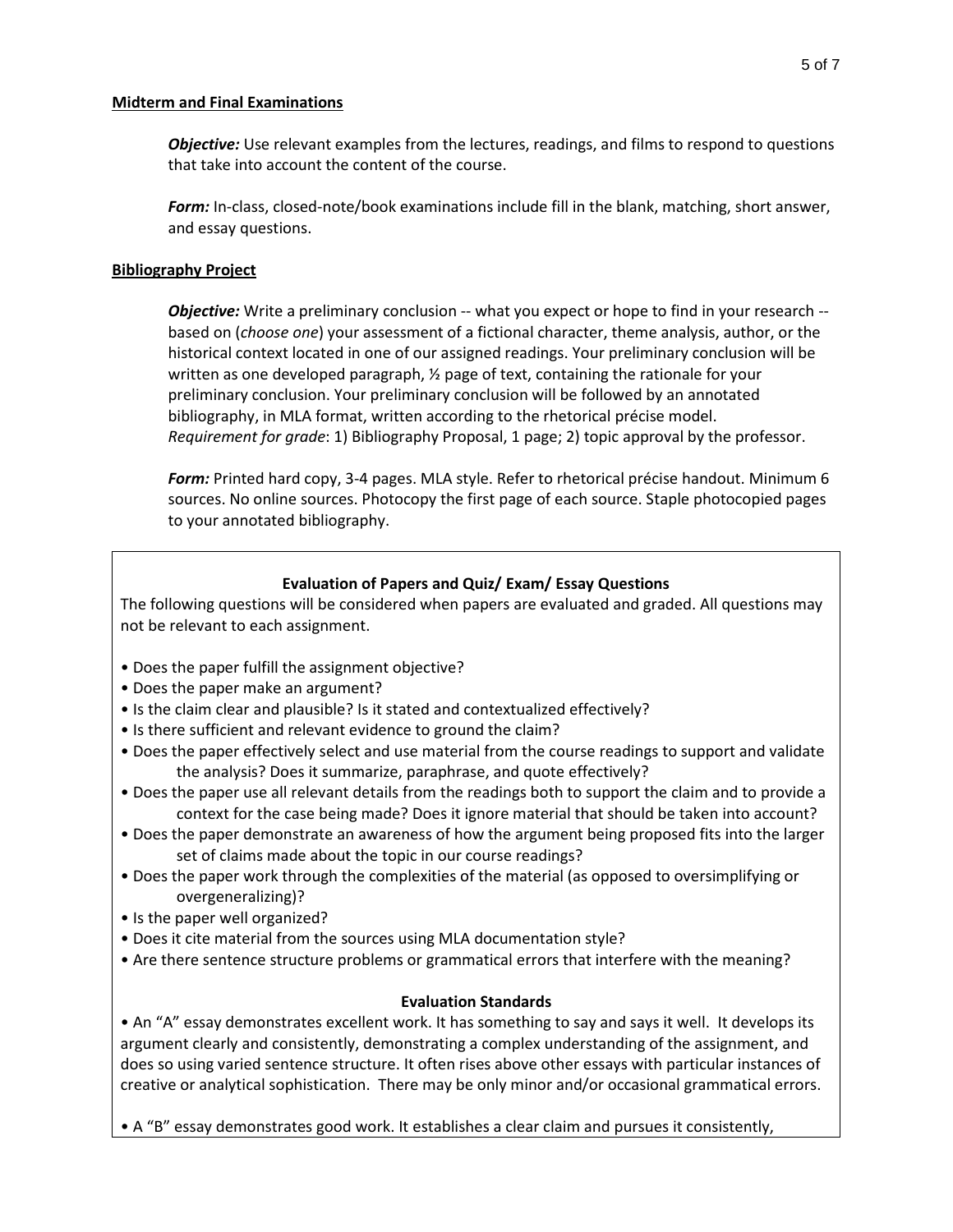## Midterm and Final Examinations

***Objective:*** Use relevant examples from the lectures, readings, and films to respond to questions that take into account the content of the course.

***Form:*** In-class, closed-note/book examinations include fill in the blank, matching, short answer, and essay questions.

## Bibliography Project

***Objective:*** Write a preliminary conclusion -- what you expect or hope to find in your research -- based on (*choose one*) your assessment of a fictional character, theme analysis, author, or the historical context located in one of our assigned readings. Your preliminary conclusion will be written as one developed paragraph, ½ page of text, containing the rationale for your preliminary conclusion. Your preliminary conclusion will be followed by an annotated bibliography, in MLA format, written according to the rhetorical précise model.
*Requirement for grade*: 1) Bibliography Proposal, 1 page; 2) topic approval by the professor.

***Form:*** Printed hard copy, 3-4 pages. MLA style. Refer to rhetorical précise handout. Minimum 6 sources. No online sources. Photocopy the first page of each source. Staple photocopied pages to your annotated bibliography.

### Evaluation of Papers and Quiz/ Exam/ Essay Questions

The following questions will be considered when papers are evaluated and graded. All questions may not be relevant to each assignment.

- Does the paper fulfill the assignment objective?
- Does the paper make an argument?
- Is the claim clear and plausible? Is it stated and contextualized effectively?
- Is there sufficient and relevant evidence to ground the claim?
- Does the paper effectively select and use material from the course readings to support and validate the analysis? Does it summarize, paraphrase, and quote effectively?
- Does the paper use all relevant details from the readings both to support the claim and to provide a context for the case being made? Does it ignore material that should be taken into account?
- Does the paper demonstrate an awareness of how the argument being proposed fits into the larger set of claims made about the topic in our course readings?
- Does the paper work through the complexities of the material (as opposed to oversimplifying or overgeneralizing)?
- Is the paper well organized?
- Does it cite material from the sources using MLA documentation style?
- Are there sentence structure problems or grammatical errors that interfere with the meaning?

### Evaluation Standards

- An "A" essay demonstrates excellent work. It has something to say and says it well. It develops its argument clearly and consistently, demonstrating a complex understanding of the assignment, and does so using varied sentence structure. It often rises above other essays with particular instances of creative or analytical sophistication. There may be only minor and/or occasional grammatical errors.

- A "B" essay demonstrates good work. It establishes a clear claim and pursues it consistently,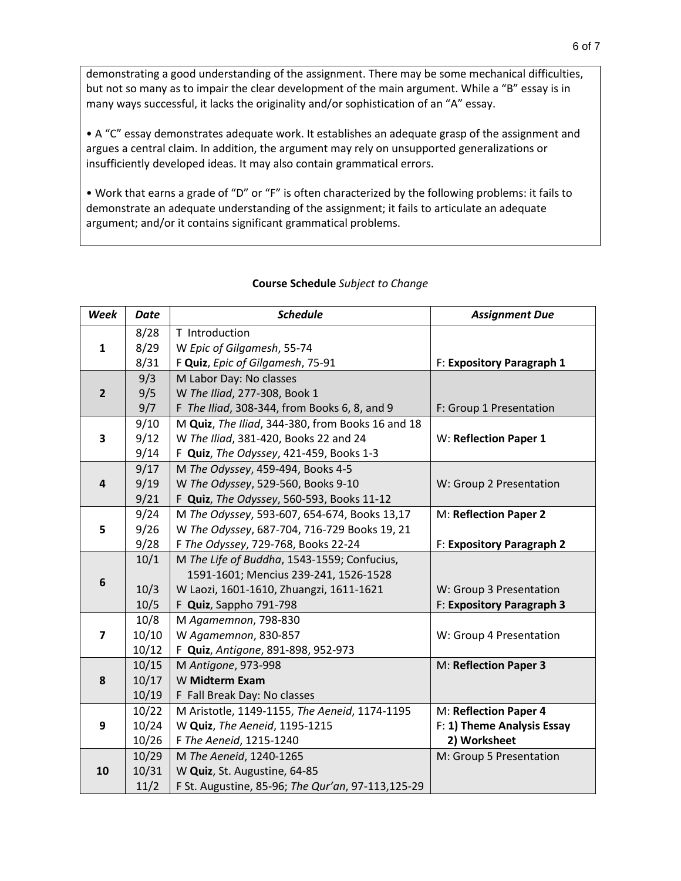demonstrating a good understanding of the assignment. There may be some mechanical difficulties, but not so many as to impair the clear development of the main argument. While a "B" essay is in many ways successful, it lacks the originality and/or sophistication of an "A" essay.

• A "C" essay demonstrates adequate work. It establishes an adequate grasp of the assignment and argues a central claim. In addition, the argument may rely on unsupported generalizations or insufficiently developed ideas. It may also contain grammatical errors.

• Work that earns a grade of "D" or "F" is often characterized by the following problems: it fails to demonstrate an adequate understanding of the assignment; it fails to articulate an adequate argument; and/or it contains significant grammatical problems.

**Course Schedule** *Subject to Change*

| *Week* | *Date* | *Schedule* | *Assignment Due* |
|---|---|---|---|
| **1** | 8/28 | T Introduction | |
| | 8/29 | W *Epic of Gilgamesh*, 55-74 | |
| | 8/31 | F **Quiz**, *Epic of Gilgamesh*, 75-91 | F: **Expository Paragraph 1** |
| **2** | 9/3 | M Labor Day: No classes | |
| | 9/5 | W *The Iliad*, 277-308, Book 1 | |
| | 9/7 | F *The Iliad*, 308-344, from Books 6, 8, and 9 | F: Group 1 Presentation |
| **3** | 9/10 | M **Quiz**, *The Iliad*, 344-380, from Books 16 and 18 | |
| | 9/12 | W *The Iliad*, 381-420, Books 22 and 24 | W: **Reflection Paper 1** |
| | 9/14 | F **Quiz**, *The Odyssey*, 421-459, Books 1-3 | |
| **4** | 9/17 | M *The Odyssey*, 459-494, Books 4-5 | |
| | 9/19 | W *The Odyssey*, 529-560, Books 9-10 | W: Group 2 Presentation |
| | 9/21 | F **Quiz**, *The Odyssey*, 560-593, Books 11-12 | |
| **5** | 9/24 | M *The Odyssey*, 593-607, 654-674, Books 13,17 | M: **Reflection Paper 2** |
| | 9/26 | W *The Odyssey*, 687-704, 716-729 Books 19, 21 | |
| | 9/28 | F *The Odyssey*, 729-768, Books 22-24 | F: **Expository Paragraph 2** |
| **6** | 10/1 | M *The Life of Buddha*, 1543-1559; Confucius, 1591-1601; Mencius 239-241, 1526-1528 | |
| | 10/3 | W Laozi, 1601-1610, Zhuangzi, 1611-1621 | W: Group 3 Presentation |
| | 10/5 | F **Quiz**, Sappho 791-798 | F: **Expository Paragraph 3** |
| **7** | 10/8 | M *Agamemnon*, 798-830 | |
| | 10/10 | W *Agamemnon*, 830-857 | W: Group 4 Presentation |
| | 10/12 | F **Quiz**, *Antigone*, 891-898, 952-973 | |
| **8** | 10/15 | M *Antigone*, 973-998 | M: **Reflection Paper 3** |
| | 10/17 | W **Midterm Exam** | |
| | 10/19 | F Fall Break Day: No classes | |
| **9** | 10/22 | M Aristotle, 1149-1155, *The Aeneid*, 1174-1195 | M: **Reflection Paper 4** |
| | 10/24 | W **Quiz**, *The Aeneid*, 1195-1215 | F: **1) Theme Analysis Essay** **2) Worksheet** |
| | 10/26 | F *The Aeneid*, 1215-1240 | |
| **10** | 10/29 | M *The Aeneid*, 1240-1265 | M: Group 5 Presentation |
| | 10/31 | W **Quiz**, St. Augustine, 64-85 | |
| | 11/2 | F St. Augustine, 85-96; *The Qur'an*, 97-113,125-29 | |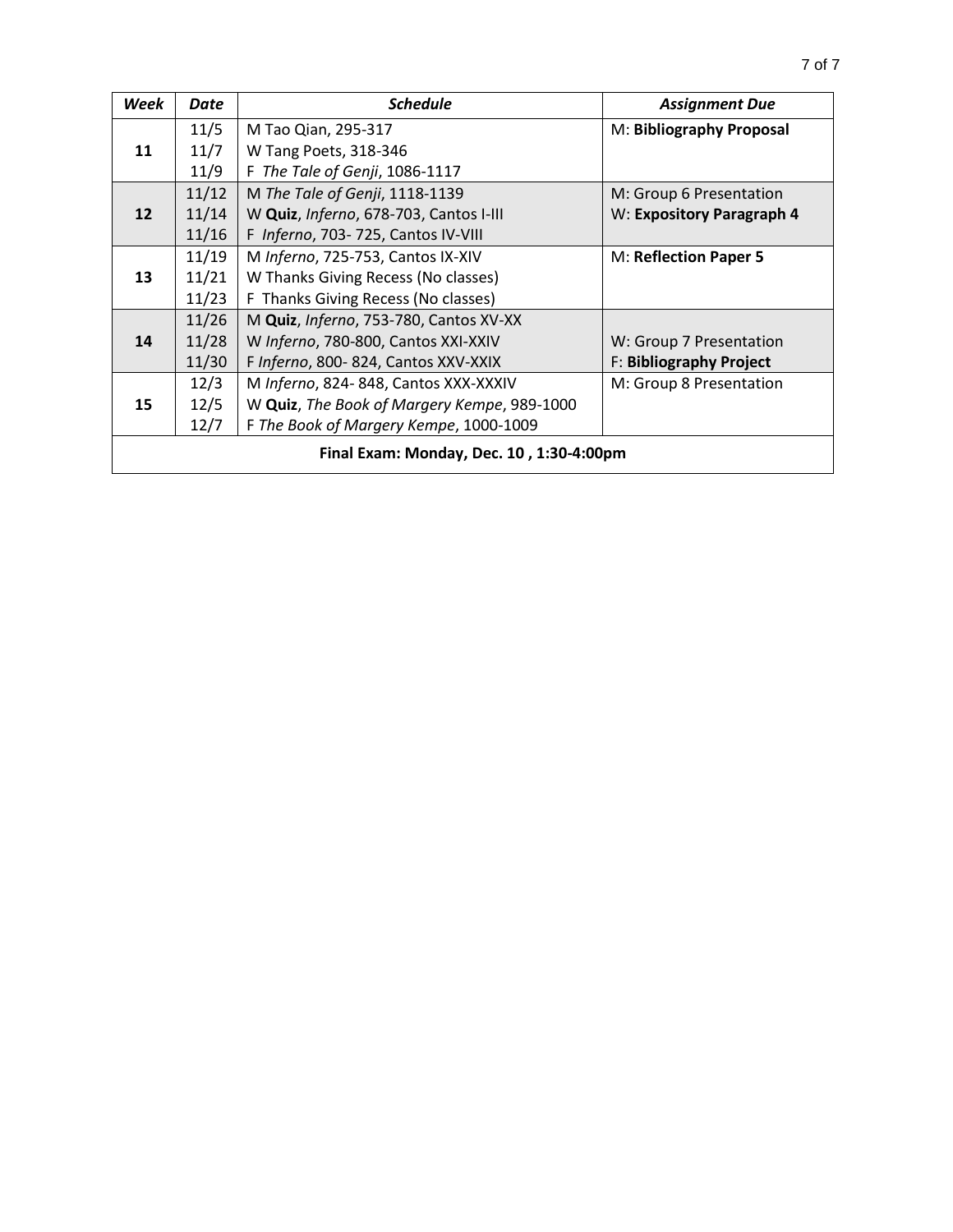| ***Week*** | ***Date*** | ***Schedule*** | ***Assignment Due*** |
|---|---|---|---|
| **11** | 11/5 | M Tao Qian, 295-317 | M: **Bibliography Proposal** |
| | 11/7 | W Tang Poets, 318-346 | |
| | 11/9 | F *The Tale of Genji*, 1086-1117 | |
| **12** | 11/12 | M *The Tale of Genji*, 1118-1139 | M: Group 6 Presentation |
| | 11/14 | W **Quiz**, *Inferno*, 678-703, Cantos I-III | W: **Expository Paragraph 4** |
| | 11/16 | F *Inferno*, 703- 725, Cantos IV-VIII | |
| **13** | 11/19 | M *Inferno*, 725-753, Cantos IX-XIV | M: **Reflection Paper 5** |
| | 11/21 | W Thanks Giving Recess (No classes) | |
| | 11/23 | F Thanks Giving Recess (No classes) | |
| **14** | 11/26 | M **Quiz**, *Inferno*, 753-780, Cantos XV-XX | |
| | 11/28 | W *Inferno*, 780-800, Cantos XXI-XXIV | W: Group 7 Presentation |
| | 11/30 | F *Inferno*, 800- 824, Cantos XXV-XXIX | F: **Bibliography Project** |
| **15** | 12/3 | M *Inferno*, 824- 848, Cantos XXX-XXXIV | M: Group 8 Presentation |
| | 12/5 | W **Quiz**, *The Book of Margery Kempe*, 989-1000 | |
| | 12/7 | F *The Book of Margery Kempe*, 1000-1009 | |
| **Final Exam: Monday, Dec. 10 , 1:30-4:00pm** | | | |